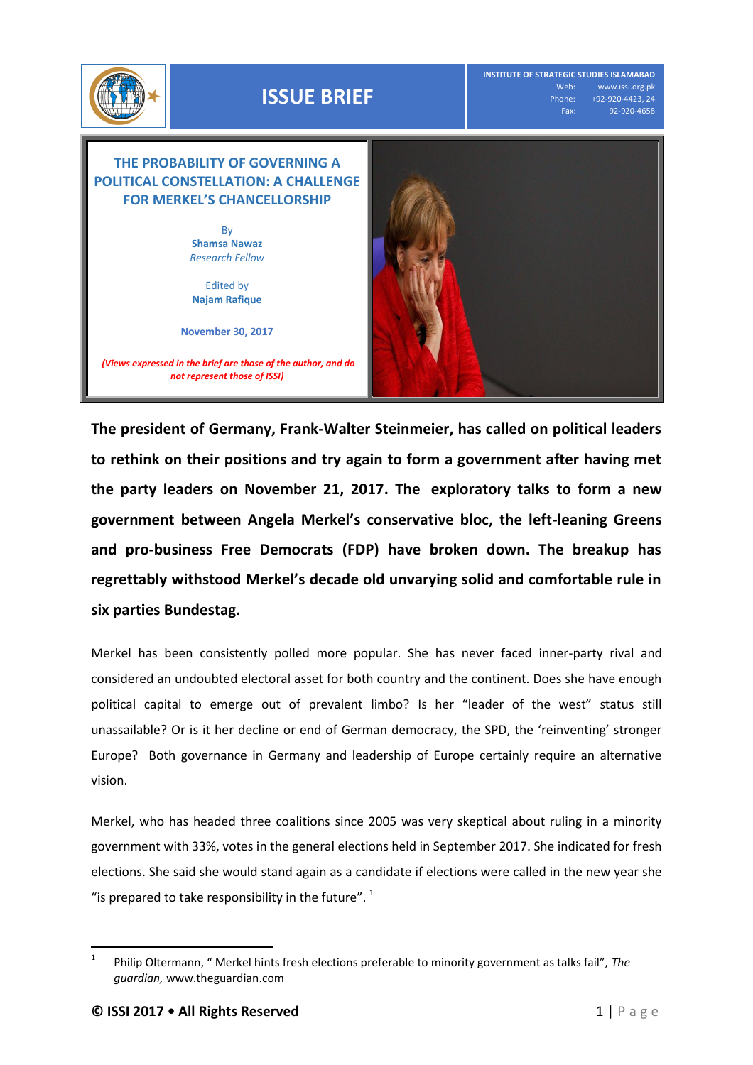# ISSUE BRIEF

**INSTITUTE OF STRATEGIC STUDIES ISLAMABAD**
Web: www.issi.org.pk
Phone: +92-920-4423, 24
Fax: +92-920-4658

## THE PROBABILITY OF GOVERNING A POLITICAL CONSTELLATION: A CHALLENGE FOR MERKEL'S CHANCELLORSHIP

By
**Shamsa Nawaz**
*Research Fellow*

Edited by
**Najam Rafique**

**November 30, 2017**

***(Views expressed in the brief are those of the author, and do not represent those of ISSI)***

**The president of Germany, Frank-Walter Steinmeier, has called on political leaders to rethink on their positions and try again to form a government after having met the party leaders on November 21, 2017. The exploratory talks to form a new government between Angela Merkel's conservative bloc, the left-leaning Greens and pro-business Free Democrats (FDP) have broken down. The breakup has regrettably withstood Merkel's decade old unvarying solid and comfortable rule in six parties Bundestag.**

Merkel has been consistently polled more popular. She has never faced inner-party rival and considered an undoubted electoral asset for both country and the continent. Does she have enough political capital to emerge out of prevalent limbo? Is her "leader of the west" status still unassailable? Or is it her decline or end of German democracy, the SPD, the 'reinventing' stronger Europe? Both governance in Germany and leadership of Europe certainly require an alternative vision.

Merkel, who has headed three coalitions since 2005 was very skeptical about ruling in a minority government with 33%, votes in the general elections held in September 2017. She indicated for fresh elections. She said she would stand again as a candidate if elections were called in the new year she "is prepared to take responsibility in the future". [1]

[1] Philip Oltermann, " Merkel hints fresh elections preferable to minority government as talks fail", *The guardian,* www.theguardian.com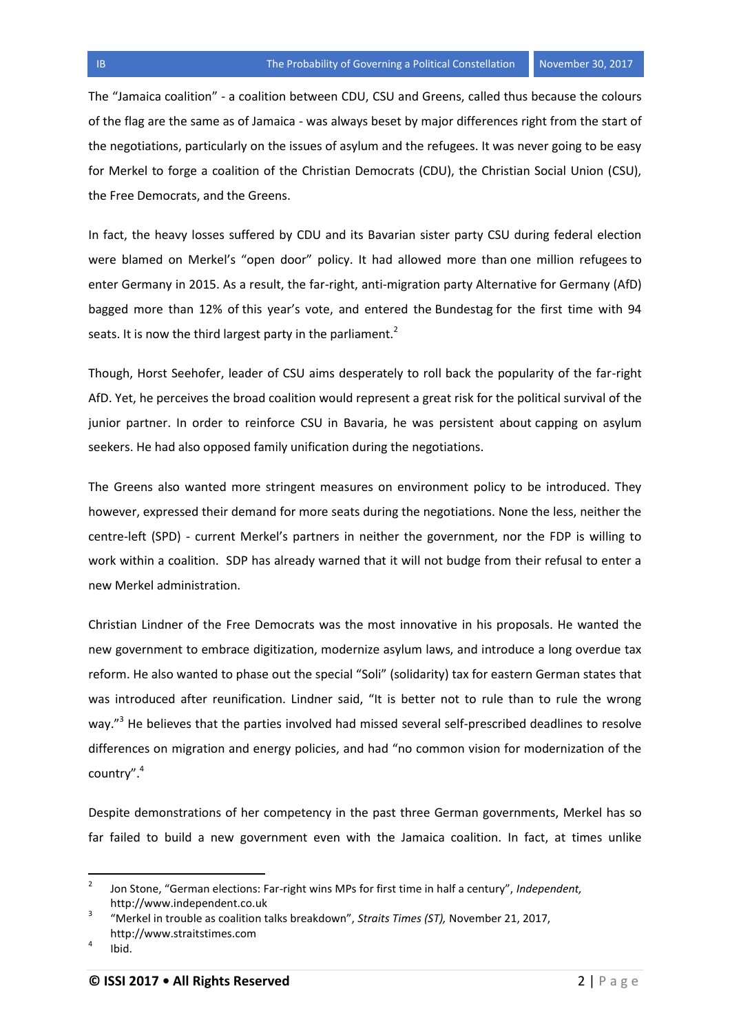The "Jamaica coalition" - a coalition between CDU, CSU and Greens, called thus because the colours of the flag are the same as of Jamaica - was always beset by major differences right from the start of the negotiations, particularly on the issues of asylum and the refugees. It was never going to be easy for Merkel to forge a coalition of the Christian Democrats (CDU), the Christian Social Union (CSU), the Free Democrats, and the Greens.

In fact, the heavy losses suffered by CDU and its Bavarian sister party CSU during federal election were blamed on Merkel's "open door" policy. It had allowed more than one million refugees to enter Germany in 2015. As a result, the far-right, anti-migration party Alternative for Germany (AfD) bagged more than 12% of this year's vote, and entered the Bundestag for the first time with 94 seats. It is now the third largest party in the parliament.[2]

Though, Horst Seehofer, leader of CSU aims desperately to roll back the popularity of the far-right AfD. Yet, he perceives the broad coalition would represent a great risk for the political survival of the junior partner. In order to reinforce CSU in Bavaria, he was persistent about capping on asylum seekers. He had also opposed family unification during the negotiations.

The Greens also wanted more stringent measures on environment policy to be introduced. They however, expressed their demand for more seats during the negotiations. None the less, neither the centre-left (SPD) - current Merkel's partners in neither the government, nor the FDP is willing to work within a coalition. SDP has already warned that it will not budge from their refusal to enter a new Merkel administration.

Christian Lindner of the Free Democrats was the most innovative in his proposals. He wanted the new government to embrace digitization, modernize asylum laws, and introduce a long overdue tax reform. He also wanted to phase out the special "Soli" (solidarity) tax for eastern German states that was introduced after reunification. Lindner said, "It is better not to rule than to rule the wrong way."[3] He believes that the parties involved had missed several self-prescribed deadlines to resolve differences on migration and energy policies, and had "no common vision for modernization of the country".[4]

Despite demonstrations of her competency in the past three German governments, Merkel has so far failed to build a new government even with the Jamaica coalition. In fact, at times unlike

---

[2] Jon Stone, "German elections: Far-right wins MPs for first time in half a century", *Independent,* http://www.independent.co.uk

[3] "Merkel in trouble as coalition talks breakdown", *Straits Times (ST),* November 21, 2017, http://www.straitstimes.com

[4] Ibid.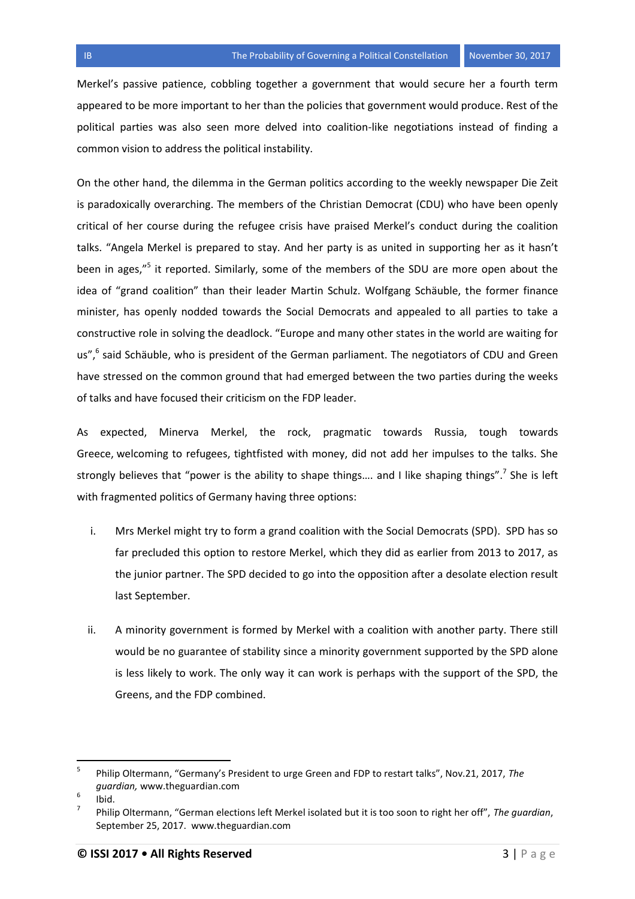Merkel's passive patience, cobbling together a government that would secure her a fourth term appeared to be more important to her than the policies that government would produce. Rest of the political parties was also seen more delved into coalition-like negotiations instead of finding a common vision to address the political instability.

On the other hand, the dilemma in the German politics according to the weekly newspaper Die Zeit is paradoxically overarching. The members of the Christian Democrat (CDU) who have been openly critical of her course during the refugee crisis have praised Merkel's conduct during the coalition talks. "Angela Merkel is prepared to stay. And her party is as united in supporting her as it hasn't been in ages,"[5] it reported. Similarly, some of the members of the SDU are more open about the idea of "grand coalition" than their leader Martin Schulz. Wolfgang Schäuble, the former finance minister, has openly nodded towards the Social Democrats and appealed to all parties to take a constructive role in solving the deadlock. "Europe and many other states in the world are waiting for us",[6] said Schäuble, who is president of the German parliament. The negotiators of CDU and Green have stressed on the common ground that had emerged between the two parties during the weeks of talks and have focused their criticism on the FDP leader.

As expected, Minerva Merkel, the rock, pragmatic towards Russia, tough towards Greece, welcoming to refugees, tightfisted with money, did not add her impulses to the talks. She strongly believes that "power is the ability to shape things…. and I like shaping things".[7] She is left with fragmented politics of Germany having three options:

i. Mrs Merkel might try to form a grand coalition with the Social Democrats (SPD). SPD has so far precluded this option to restore Merkel, which they did as earlier from 2013 to 2017, as the junior partner. The SPD decided to go into the opposition after a desolate election result last September.

ii. A minority government is formed by Merkel with a coalition with another party. There still would be no guarantee of stability since a minority government supported by the SPD alone is less likely to work. The only way it can work is perhaps with the support of the SPD, the Greens, and the FDP combined.

---

[5] Philip Oltermann, "Germany's President to urge Green and FDP to restart talks", Nov.21, 2017, *The guardian,* www.theguardian.com

[6] Ibid.

[7] Philip Oltermann, "German elections left Merkel isolated but it is too soon to right her off", *The guardian*, September 25, 2017. www.theguardian.com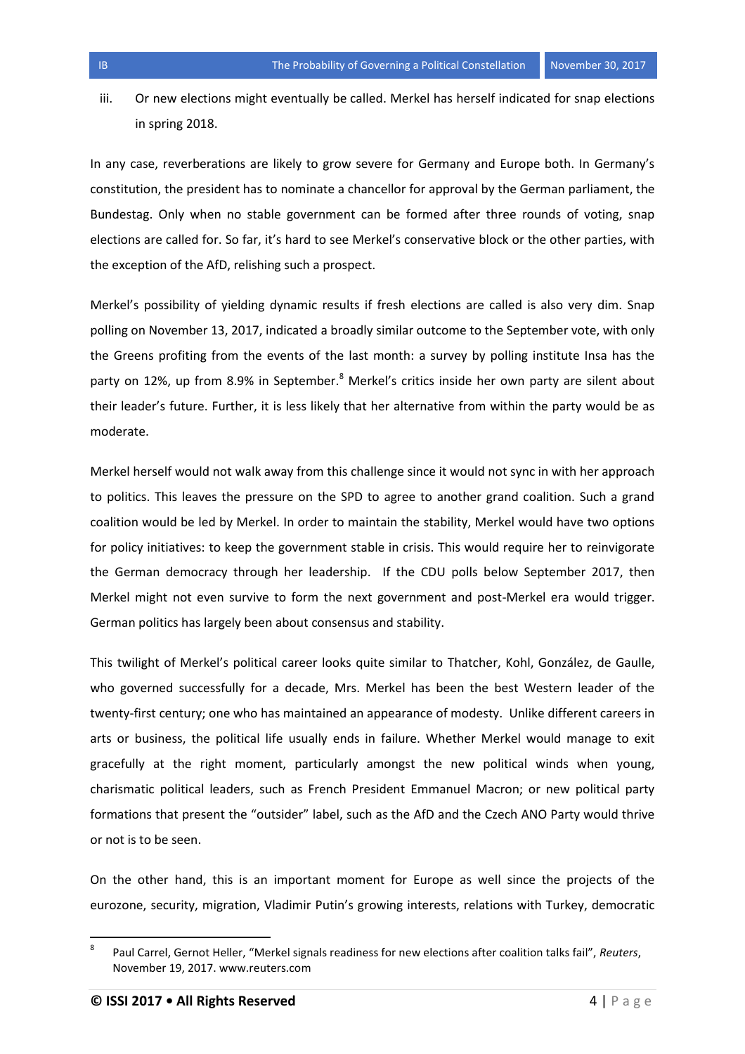iii. Or new elections might eventually be called. Merkel has herself indicated for snap elections in spring 2018.

In any case, reverberations are likely to grow severe for Germany and Europe both. In Germany's constitution, the president has to nominate a chancellor for approval by the German parliament, the Bundestag. Only when no stable government can be formed after three rounds of voting, snap elections are called for. So far, it's hard to see Merkel's conservative block or the other parties, with the exception of the AfD, relishing such a prospect.

Merkel's possibility of yielding dynamic results if fresh elections are called is also very dim. Snap polling on November 13, 2017, indicated a broadly similar outcome to the September vote, with only the Greens profiting from the events of the last month: a survey by polling institute Insa has the party on 12%, up from 8.9% in September.[8] Merkel's critics inside her own party are silent about their leader's future. Further, it is less likely that her alternative from within the party would be as moderate.

Merkel herself would not walk away from this challenge since it would not sync in with her approach to politics. This leaves the pressure on the SPD to agree to another grand coalition. Such a grand coalition would be led by Merkel. In order to maintain the stability, Merkel would have two options for policy initiatives: to keep the government stable in crisis. This would require her to reinvigorate the German democracy through her leadership. If the CDU polls below September 2017, then Merkel might not even survive to form the next government and post-Merkel era would trigger. German politics has largely been about consensus and stability.

This twilight of Merkel's political career looks quite similar to Thatcher, Kohl, González, de Gaulle, who governed successfully for a decade, Mrs. Merkel has been the best Western leader of the twenty-first century; one who has maintained an appearance of modesty. Unlike different careers in arts or business, the political life usually ends in failure. Whether Merkel would manage to exit gracefully at the right moment, particularly amongst the new political winds when young, charismatic political leaders, such as French President Emmanuel Macron; or new political party formations that present the "outsider" label, such as the AfD and the Czech ANO Party would thrive or not is to be seen.

On the other hand, this is an important moment for Europe as well since the projects of the eurozone, security, migration, Vladimir Putin's growing interests, relations with Turkey, democratic

---

[8] Paul Carrel, Gernot Heller, "Merkel signals readiness for new elections after coalition talks fail", *Reuters*, November 19, 2017. www.reuters.com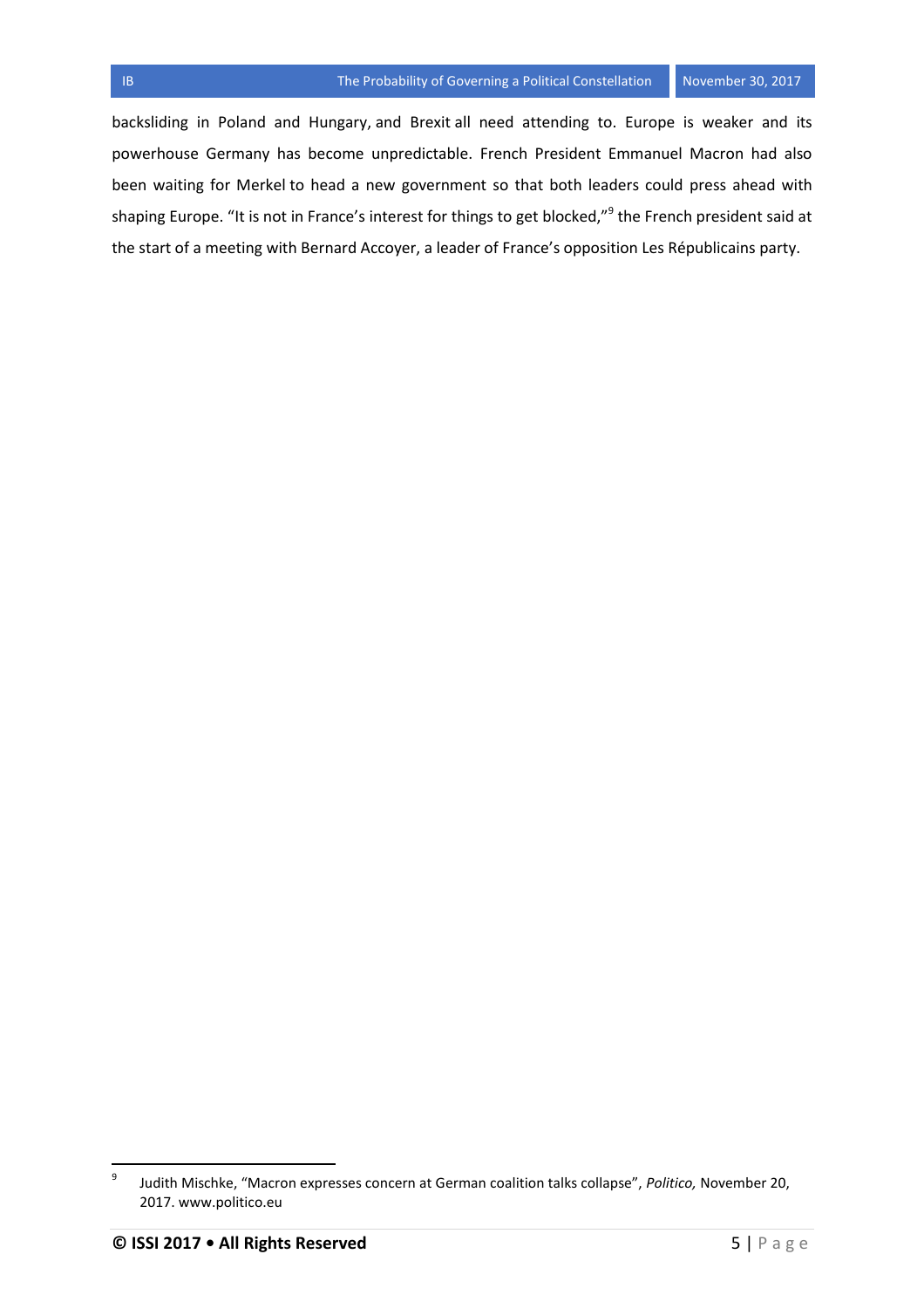backsliding in Poland and Hungary, and Brexit all need attending to. Europe is weaker and its powerhouse Germany has become unpredictable. French President Emmanuel Macron had also been waiting for Merkel to head a new government so that both leaders could press ahead with shaping Europe. "It is not in France's interest for things to get blocked,"[9] the French president said at the start of a meeting with Bernard Accoyer, a leader of France's opposition Les Républicains party.

---

[9] Judith Mischke, "Macron expresses concern at German coalition talks collapse", *Politico,* November 20, 2017. www.politico.eu

**© ISSI 2017 • All Rights Reserved**